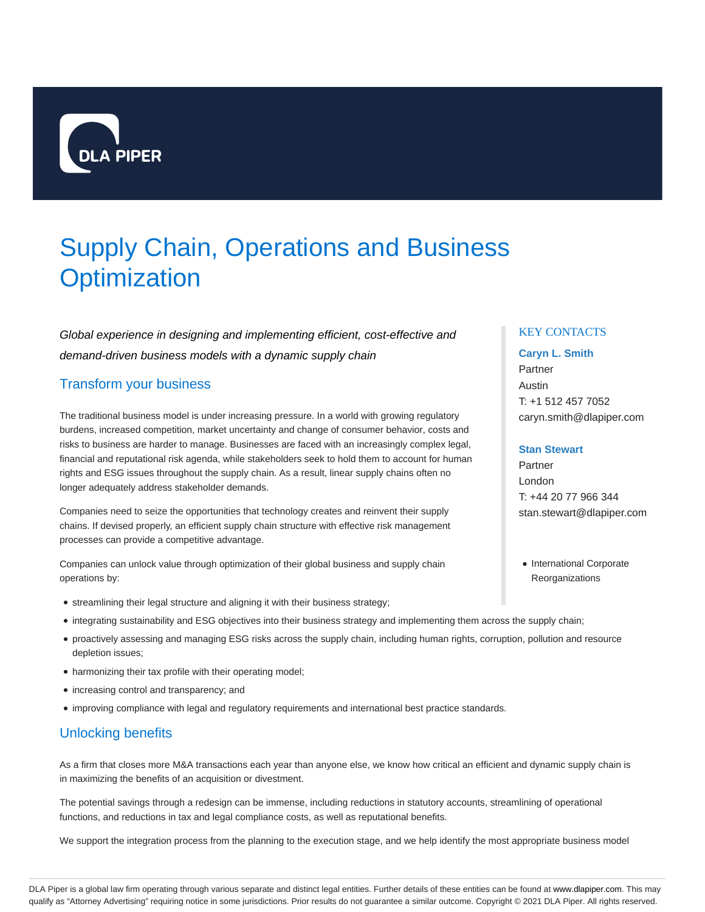DLA PIPER

# Supply Chain, Operations and Business Optimization

*Global experience in designing and implementing efficient, cost-effective and demand-driven business models with a dynamic supply chain*

## Transform your business

The traditional business model is under increasing pressure. In a world with growing regulatory burdens, increased competition, market uncertainty and change of consumer behavior, costs and risks to business are harder to manage. Businesses are faced with an increasingly complex legal, financial and reputational risk agenda, while stakeholders seek to hold them to account for human rights and ESG issues throughout the supply chain. As a result, linear supply chains often no longer adequately address stakeholder demands.

Companies need to seize the opportunities that technology creates and reinvent their supply chains. If devised properly, an efficient supply chain structure with effective risk management processes can provide a competitive advantage.

Companies can unlock value through optimization of their global business and supply chain operations by:

- streamlining their legal structure and aligning it with their business strategy;
- integrating sustainability and ESG objectives into their business strategy and implementing them across the supply chain;
- proactively assessing and managing ESG risks across the supply chain, including human rights, corruption, pollution and resource depletion issues;
- harmonizing their tax profile with their operating model;
- increasing control and transparency; and
- improving compliance with legal and regulatory requirements and international best practice standards.

## Unlocking benefits

As a firm that closes more M&A transactions each year than anyone else, we know how critical an efficient and dynamic supply chain is in maximizing the benefits of an acquisition or divestment.

The potential savings through a redesign can be immense, including reductions in statutory accounts, streamlining of operational functions, and reductions in tax and legal compliance costs, as well as reputational benefits.

We support the integration process from the planning to the execution stage, and we help identify the most appropriate business model

KEY CONTACTS

**Caryn L. Smith**
Partner
Austin
T: +1 512 457 7052
caryn.smith@dlapiper.com

**Stan Stewart**
Partner
London
T: +44 20 77 966 344
stan.stewart@dlapiper.com

- International Corporate Reorganizations

DLA Piper is a global law firm operating through various separate and distinct legal entities. Further details of these entities can be found at www.dlapiper.com. This may qualify as "Attorney Advertising" requiring notice in some jurisdictions. Prior results do not guarantee a similar outcome. Copyright © 2021 DLA Piper. All rights reserved.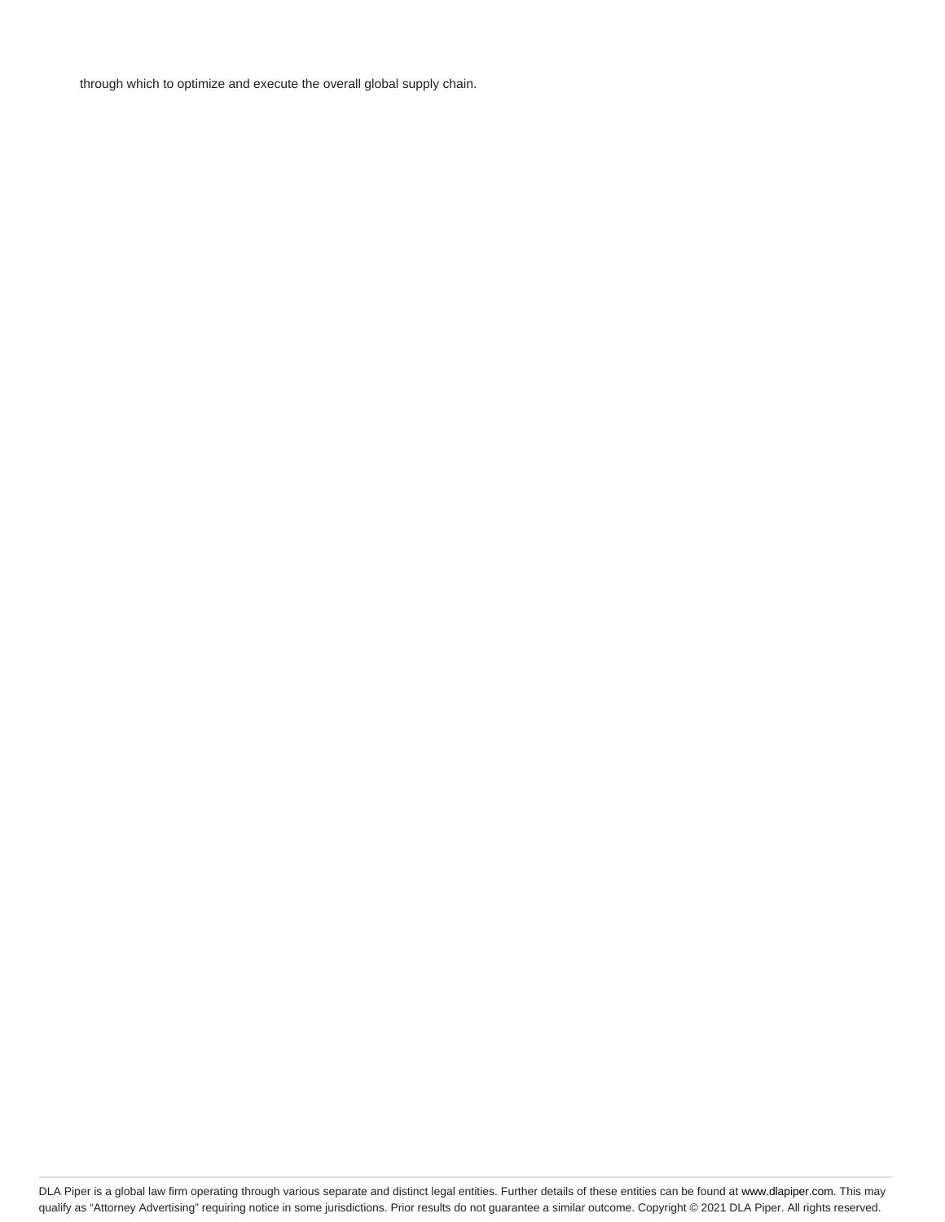through which to optimize and execute the overall global supply chain.

DLA Piper is a global law firm operating through various separate and distinct legal entities. Further details of these entities can be found at www.dlapiper.com. This may qualify as "Attorney Advertising" requiring notice in some jurisdictions. Prior results do not guarantee a similar outcome. Copyright © 2021 DLA Piper. All rights reserved.